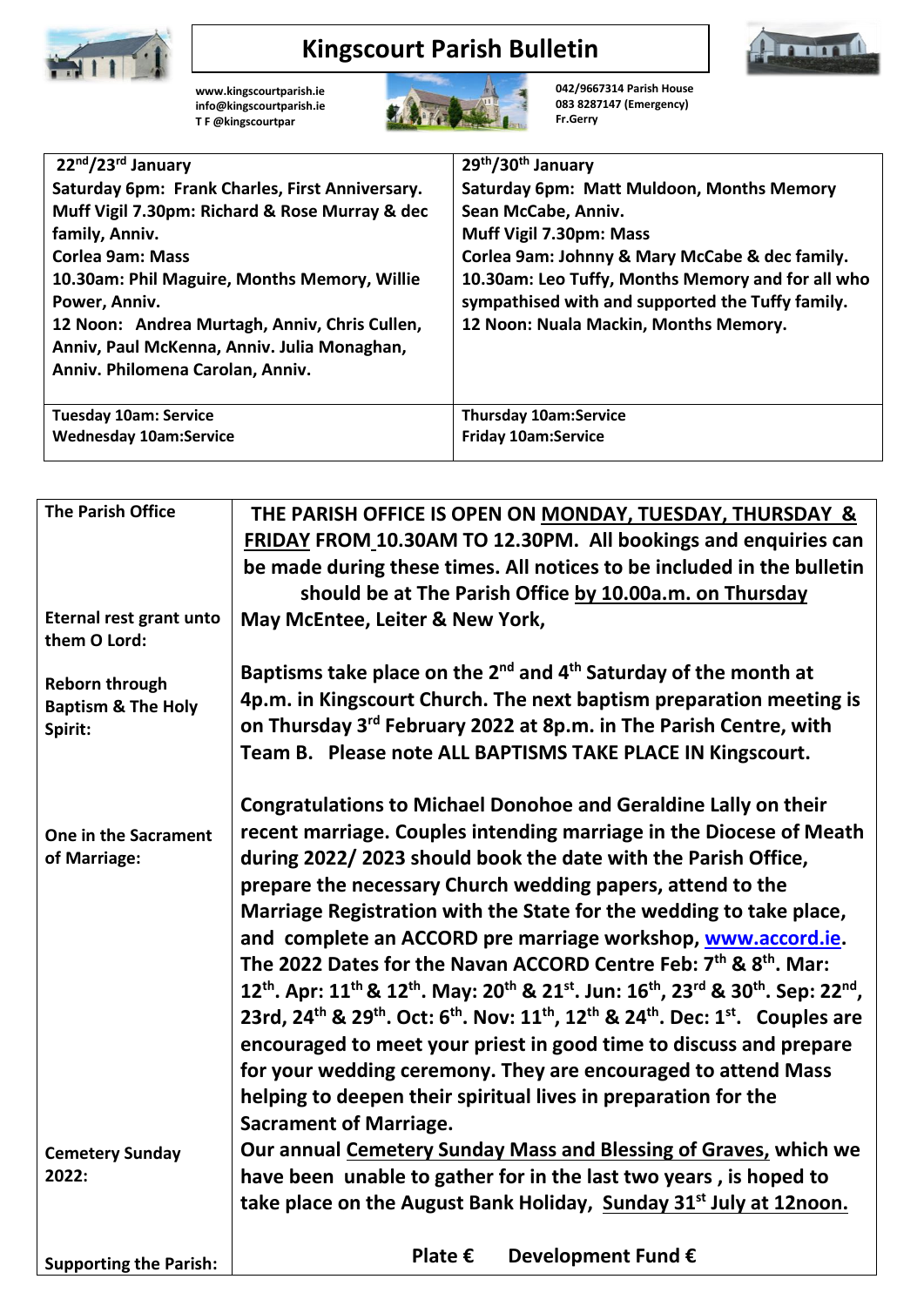# Kingscourt Parish Bulletin

www.kingscourtparish.ie
info@kingscourtparish.ie
T F @kingscourtpar

042/9667314 Parish House
083 8287147 (Emergency)
Fr.Gerry

| 22nd/23rd January | 29th/30th January |
|---|---|
| **Saturday 6pm: Frank Charles, First Anniversary.**<br>**Muff Vigil 7.30pm: Richard & Rose Murray & dec family, Anniv.**<br>**Corlea 9am: Mass**<br>**10.30am: Phil Maguire, Months Memory, Willie Power, Anniv.**<br>**12 Noon: Andrea Murtagh, Anniv, Chris Cullen, Anniv, Paul McKenna, Anniv. Julia Monaghan, Anniv. Philomena Carolan, Anniv.** | **Saturday 6pm: Matt Muldoon, Months Memory Sean McCabe, Anniv.**<br>**Muff Vigil 7.30pm: Mass**<br>**Corlea 9am: Johnny & Mary McCabe & dec family.**<br>**10.30am: Leo Tuffy, Months Memory and for all who sympathised with and supported the Tuffy family.**<br>**12 Noon: Nuala Mackin, Months Memory.** |
| **Tuesday 10am: Service**<br>**Wednesday 10am:Service** | **Thursday 10am:Service**<br>**Friday 10am:Service** |

| | |
|---|---|
| **The Parish Office** | **THE PARISH OFFICE IS OPEN ON MONDAY, TUESDAY, THURSDAY & FRIDAY FROM 10.30AM TO 12.30PM. All bookings and enquiries can be made during these times. All notices to be included in the bulletin should be at The Parish Office by 10.00a.m. on Thursday** |
| **Eternal rest grant unto them O Lord:** | **May McEntee, Leiter & New York,** |
| **Reborn through Baptism & The Holy Spirit:** | **Baptisms take place on the 2nd and 4th Saturday of the month at 4p.m. in Kingscourt Church. The next baptism preparation meeting is on Thursday 3rd February 2022 at 8p.m. in The Parish Centre, with Team B. Please note ALL BAPTISMS TAKE PLACE IN Kingscourt.** |
| **One in the Sacrament of Marriage:** | **Congratulations to Michael Donohoe and Geraldine Lally on their recent marriage. Couples intending marriage in the Diocese of Meath during 2022/ 2023 should book the date with the Parish Office, prepare the necessary Church wedding papers, attend to the Marriage Registration with the State for the wedding to take place, and complete an ACCORD pre marriage workshop, www.accord.ie. The 2022 Dates for the Navan ACCORD Centre Feb: 7th & 8th. Mar: 12th. Apr: 11th & 12th. May: 20th & 21st. Jun: 16th, 23rd & 30th. Sep: 22nd, 23rd, 24th & 29th. Oct: 6th. Nov: 11th, 12th & 24th. Dec: 1st. Couples are encouraged to meet your priest in good time to discuss and prepare for your wedding ceremony. They are encouraged to attend Mass helping to deepen their spiritual lives in preparation for the Sacrament of Marriage.** |
| **Cemetery Sunday 2022:** | **Our annual Cemetery Sunday Mass and Blessing of Graves, which we have been unable to gather for in the last two years , is hoped to take place on the August Bank Holiday, Sunday 31st July at 12noon.** |
| **Supporting the Parish:** | **Plate € Development Fund €** |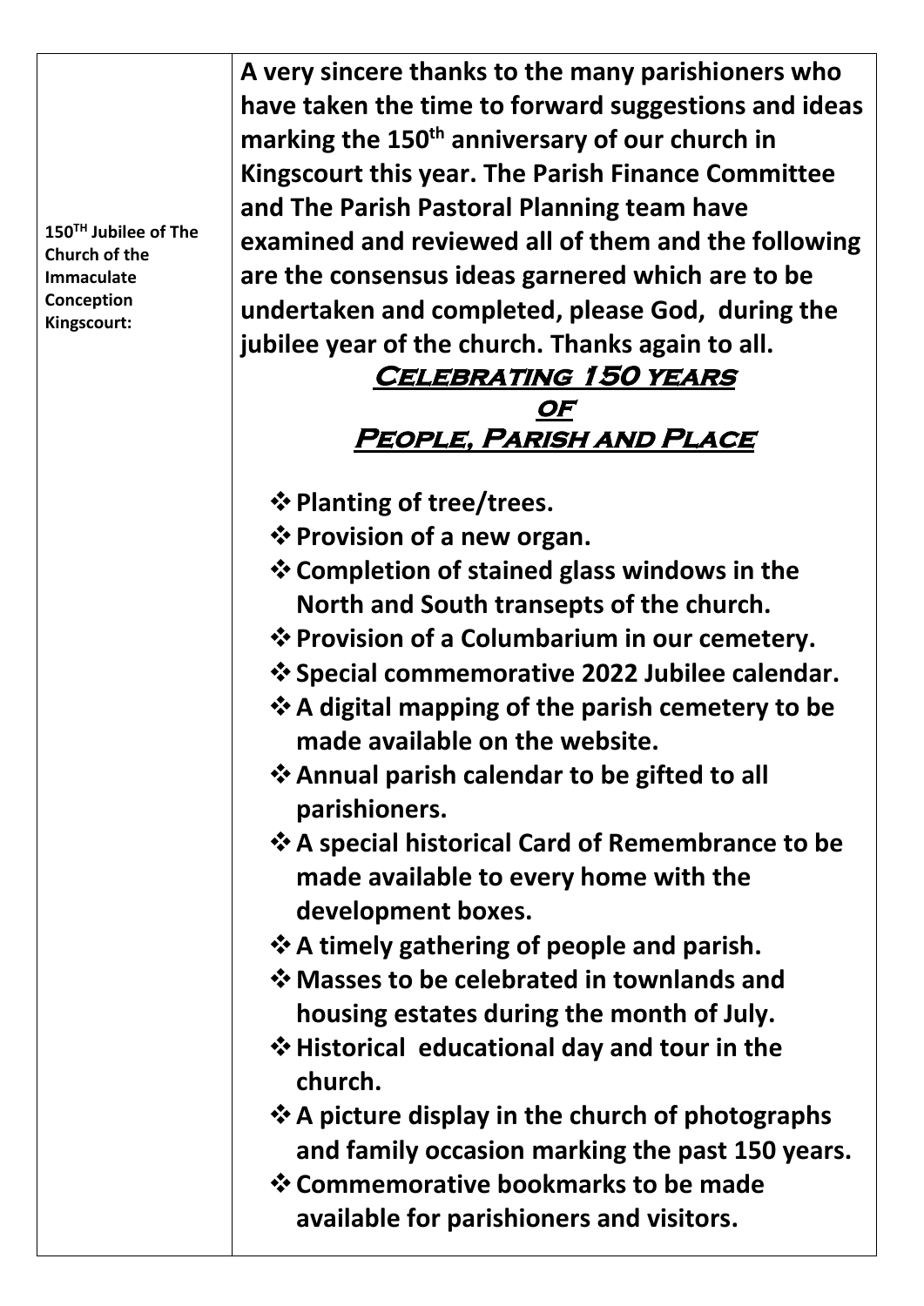**150TH Jubilee of The Church of the Immaculate Conception Kingscourt:**

**A very sincere thanks to the many parishioners who have taken the time to forward suggestions and ideas marking the 150th anniversary of our church in Kingscourt this year. The Parish Finance Committee and The Parish Pastoral Planning team have examined and reviewed all of them and the following are the consensus ideas garnered which are to be undertaken and completed, please God, during the jubilee year of the church. Thanks again to all.**

## Celebrating 150 years of People, Parish and Place

- **Planting of tree/trees.**
- **Provision of a new organ.**
- **Completion of stained glass windows in the North and South transepts of the church.**
- **Provision of a Columbarium in our cemetery.**
- **Special commemorative 2022 Jubilee calendar.**
- **A digital mapping of the parish cemetery to be made available on the website.**
- **Annual parish calendar to be gifted to all parishioners.**
- **A special historical Card of Remembrance to be made available to every home with the development boxes.**
- **A timely gathering of people and parish.**
- **Masses to be celebrated in townlands and housing estates during the month of July.**
- **Historical educational day and tour in the church.**
- **A picture display in the church of photographs and family occasion marking the past 150 years.**
- **Commemorative bookmarks to be made available for parishioners and visitors.**